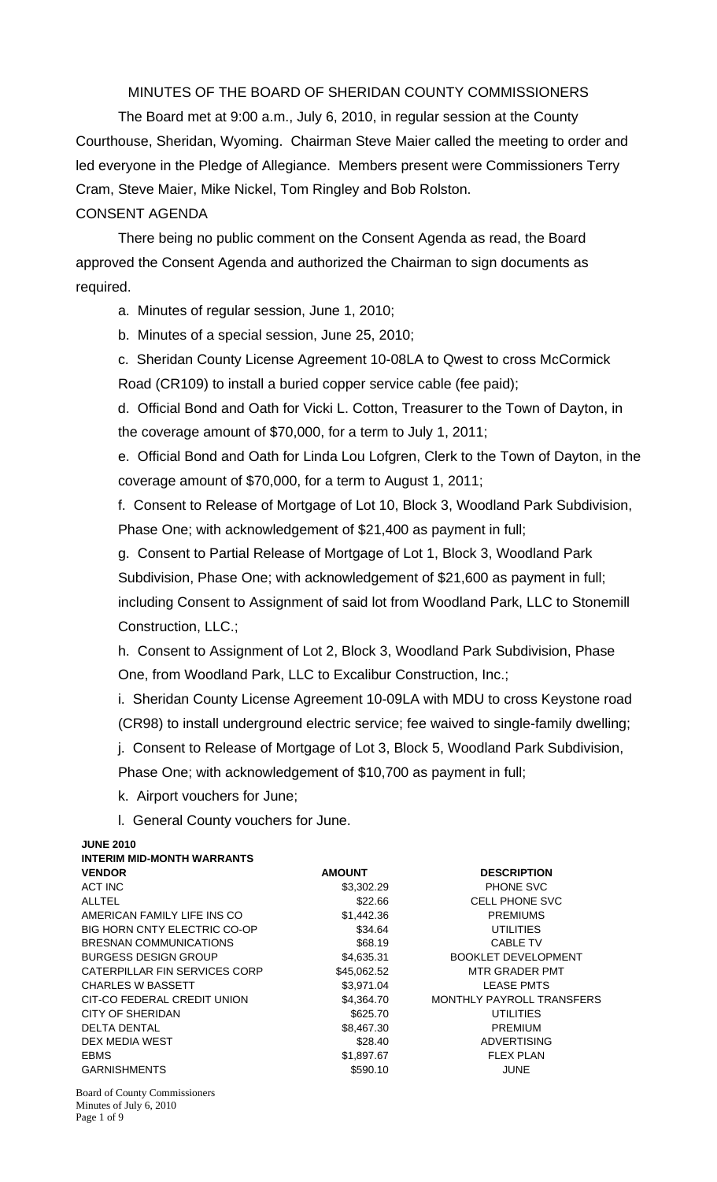# MINUTES OF THE BOARD OF SHERIDAN COUNTY COMMISSIONERS

The Board met at 9:00 a.m., July 6, 2010, in regular session at the County Courthouse, Sheridan, Wyoming. Chairman Steve Maier called the meeting to order and led everyone in the Pledge of Allegiance. Members present were Commissioners Terry Cram, Steve Maier, Mike Nickel, Tom Ringley and Bob Rolston.

## CONSENT AGENDA

There being no public comment on the Consent Agenda as read, the Board approved the Consent Agenda and authorized the Chairman to sign documents as required.

a. Minutes of regular session, June 1, 2010;

b. Minutes of a special session, June 25, 2010;

c. Sheridan County License Agreement 10-08LA to Qwest to cross McCormick Road (CR109) to install a buried copper service cable (fee paid);

d. Official Bond and Oath for Vicki L. Cotton, Treasurer to the Town of Dayton, in the coverage amount of $70,000, for a term to July 1, 2011;

e. Official Bond and Oath for Linda Lou Lofgren, Clerk to the Town of Dayton, in the coverage amount of $70,000, for a term to August 1, 2011;

f. Consent to Release of Mortgage of Lot 10, Block 3, Woodland Park Subdivision, Phase One; with acknowledgement of $21,400 as payment in full;

g. Consent to Partial Release of Mortgage of Lot 1, Block 3, Woodland Park Subdivision, Phase One; with acknowledgement of $21,600 as payment in full; including Consent to Assignment of said lot from Woodland Park, LLC to Stonemill Construction, LLC.;

h. Consent to Assignment of Lot 2, Block 3, Woodland Park Subdivision, Phase One, from Woodland Park, LLC to Excalibur Construction, Inc.;

i. Sheridan County License Agreement 10-09LA with MDU to cross Keystone road (CR98) to install underground electric service; fee waived to single-family dwelling;

j. Consent to Release of Mortgage of Lot 3, Block 5, Woodland Park Subdivision, Phase One; with acknowledgement of $10,700 as payment in full;

k. Airport vouchers for June;

l. General County vouchers for June.

**JUNE 2010**

**INTERIM MID-MONTH WARRANTS**

| VENDOR | AMOUNT | DESCRIPTION |
|---|---|---|
| ACT INC | $3,302.29 | PHONE SVC |
| ALLTEL | $22.66 | CELL PHONE SVC |
| AMERICAN FAMILY LIFE INS CO | $1,442.36 | PREMIUMS |
| BIG HORN CNTY ELECTRIC CO-OP | $34.64 | UTILITIES |
| BRESNAN COMMUNICATIONS | $68.19 | CABLE TV |
| BURGESS DESIGN GROUP | $4,635.31 | BOOKLET DEVELOPMENT |
| CATERPILLAR FIN SERVICES CORP | $45,062.52 | MTR GRADER PMT |
| CHARLES W BASSETT | $3,971.04 | LEASE PMTS |
| CIT-CO FEDERAL CREDIT UNION | $4,364.70 | MONTHLY PAYROLL TRANSFERS |
| CITY OF SHERIDAN | $625.70 | UTILITIES |
| DELTA DENTAL | $8,467.30 | PREMIUM |
| DEX MEDIA WEST | $28.40 | ADVERTISING |
| EBMS | $1,897.67 | FLEX PLAN |
| GARNISHMENTS | $590.10 | JUNE |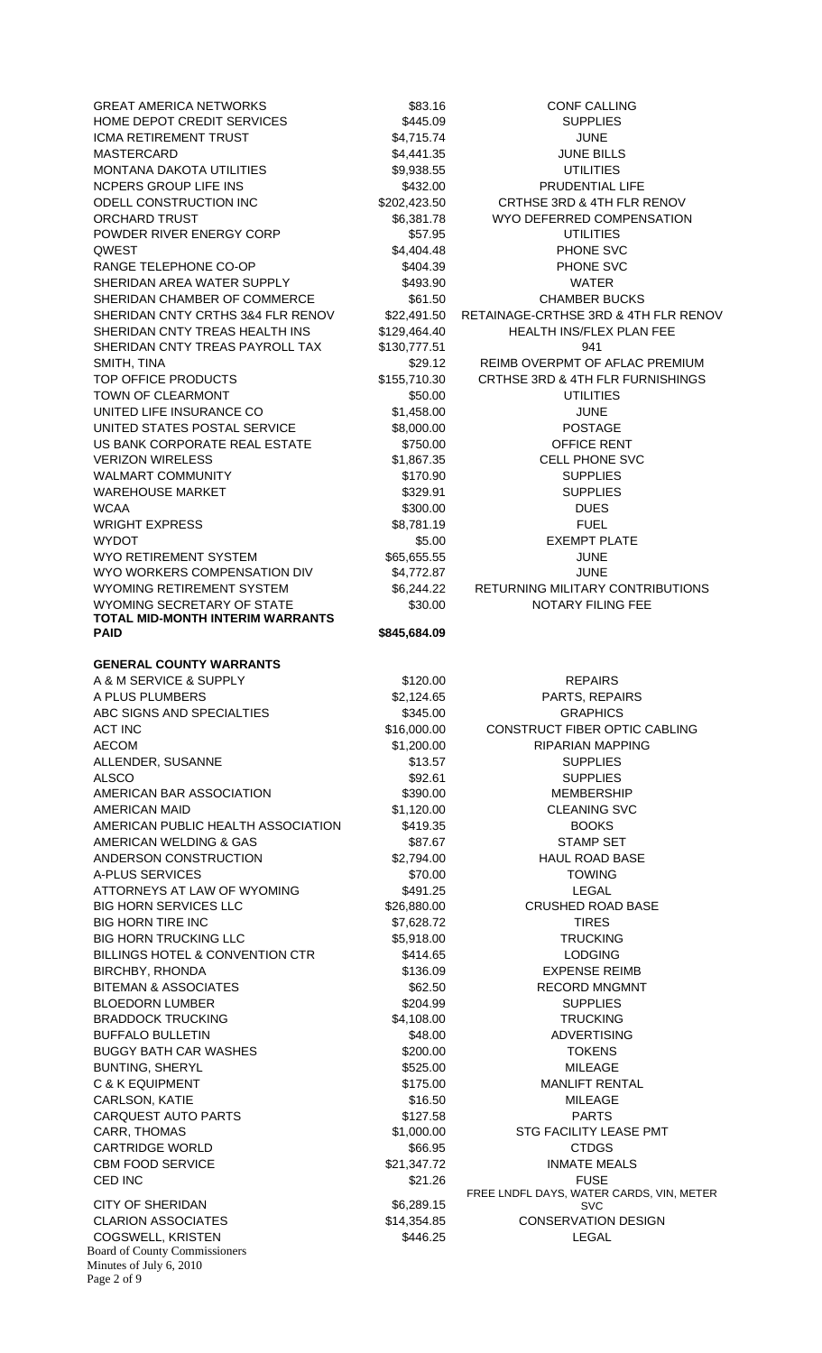| | | |
|---|---|---|
| GREAT AMERICA NETWORKS | $83.16 | CONF CALLING |
| HOME DEPOT CREDIT SERVICES | $445.09 | SUPPLIES |
| ICMA RETIREMENT TRUST | $4,715.74 | JUNE |
| MASTERCARD | $4,441.35 | JUNE BILLS |
| MONTANA DAKOTA UTILITIES | $9,938.55 | UTILITIES |
| NCPERS GROUP LIFE INS | $432.00 | PRUDENTIAL LIFE |
| ODELL CONSTRUCTION INC | $202,423.50 | CRTHSE 3RD & 4TH FLR RENOV |
| ORCHARD TRUST | $6,381.78 | WYO DEFERRED COMPENSATION |
| POWDER RIVER ENERGY CORP | $57.95 | UTILITIES |
| QWEST | $4,404.48 | PHONE SVC |
| RANGE TELEPHONE CO-OP | $404.39 | PHONE SVC |
| SHERIDAN AREA WATER SUPPLY | $493.90 | WATER |
| SHERIDAN CHAMBER OF COMMERCE | $61.50 | CHAMBER BUCKS |
| SHERIDAN CNTY CRTHS 3&4 FLR RENOV | $22,491.50 | RETAINAGE-CRTHSE 3RD & 4TH FLR RENOV |
| SHERIDAN CNTY TREAS HEALTH INS | $129,464.40 | HEALTH INS/FLEX PLAN FEE |
| SHERIDAN CNTY TREAS PAYROLL TAX | $130,777.51 | 941 |
| SMITH, TINA | $29.12 | REIMB OVERPMT OF AFLAC PREMIUM |
| TOP OFFICE PRODUCTS | $155,710.30 | CRTHSE 3RD & 4TH FLR FURNISHINGS |
| TOWN OF CLEARMONT | $50.00 | UTILITIES |
| UNITED LIFE INSURANCE CO | $1,458.00 | JUNE |
| UNITED STATES POSTAL SERVICE | $8,000.00 | POSTAGE |
| US BANK CORPORATE REAL ESTATE | $750.00 | OFFICE RENT |
| VERIZON WIRELESS | $1,867.35 | CELL PHONE SVC |
| WALMART COMMUNITY | $170.90 | SUPPLIES |
| WAREHOUSE MARKET | $329.91 | SUPPLIES |
| WCAA | $300.00 | DUES |
| WRIGHT EXPRESS | $8,781.19 | FUEL |
| WYDOT | $5.00 | EXEMPT PLATE |
| WYO RETIREMENT SYSTEM | $65,655.55 | JUNE |
| WYO WORKERS COMPENSATION DIV | $4,772.87 | JUNE |
| WYOMING RETIREMENT SYSTEM | $6,244.22 | RETURNING MILITARY CONTRIBUTIONS |
| WYOMING SECRETARY OF STATE | $30.00 | NOTARY FILING FEE |
| **TOTAL MID-MONTH INTERIM WARRANTS PAID** | **$845,684.09** | |

**GENERAL COUNTY WARRANTS**

| | | |
|---|---|---|
| A & M SERVICE & SUPPLY | $120.00 | REPAIRS |
| A PLUS PLUMBERS | $2,124.65 | PARTS, REPAIRS |
| ABC SIGNS AND SPECIALTIES | $345.00 | GRAPHICS |
| ACT INC | $16,000.00 | CONSTRUCT FIBER OPTIC CABLING |
| AECOM | $1,200.00 | RIPARIAN MAPPING |
| ALLENDER, SUSANNE | $13.57 | SUPPLIES |
| ALSCO | $92.61 | SUPPLIES |
| AMERICAN BAR ASSOCIATION | $390.00 | MEMBERSHIP |
| AMERICAN MAID | $1,120.00 | CLEANING SVC |
| AMERICAN PUBLIC HEALTH ASSOCIATION | $419.35 | BOOKS |
| AMERICAN WELDING & GAS | $87.67 | STAMP SET |
| ANDERSON CONSTRUCTION | $2,794.00 | HAUL ROAD BASE |
| A-PLUS SERVICES | $70.00 | TOWING |
| ATTORNEYS AT LAW OF WYOMING | $491.25 | LEGAL |
| BIG HORN SERVICES LLC | $26,880.00 | CRUSHED ROAD BASE |
| BIG HORN TIRE INC | $7,628.72 | TIRES |
| BIG HORN TRUCKING LLC | $5,918.00 | TRUCKING |
| BILLINGS HOTEL & CONVENTION CTR | $414.65 | LODGING |
| BIRCHBY, RHONDA | $136.09 | EXPENSE REIMB |
| BITEMAN & ASSOCIATES | $62.50 | RECORD MNGMNT |
| BLOEDORN LUMBER | $204.99 | SUPPLIES |
| BRADDOCK TRUCKING | $4,108.00 | TRUCKING |
| BUFFALO BULLETIN | $48.00 | ADVERTISING |
| BUGGY BATH CAR WASHES | $200.00 | TOKENS |
| BUNTING, SHERYL | $525.00 | MILEAGE |
| C & K EQUIPMENT | $175.00 | MANLIFT RENTAL |
| CARLSON, KATIE | $16.50 | MILEAGE |
| CARQUEST AUTO PARTS | $127.58 | PARTS |
| CARR, THOMAS | $1,000.00 | STG FACILITY LEASE PMT |
| CARTRIDGE WORLD | $66.95 | CTDGS |
| CBM FOOD SERVICE | $21,347.72 | INMATE MEALS |
| CED INC | $21.26 | FUSE |
| CITY OF SHERIDAN | $6,289.15 | FREE LNDFL DAYS, WATER CARDS, VIN, METER SVC |
| CLARION ASSOCIATES | $14,354.85 | CONSERVATION DESIGN |
| COGSWELL, KRISTEN | $446.25 | LEGAL |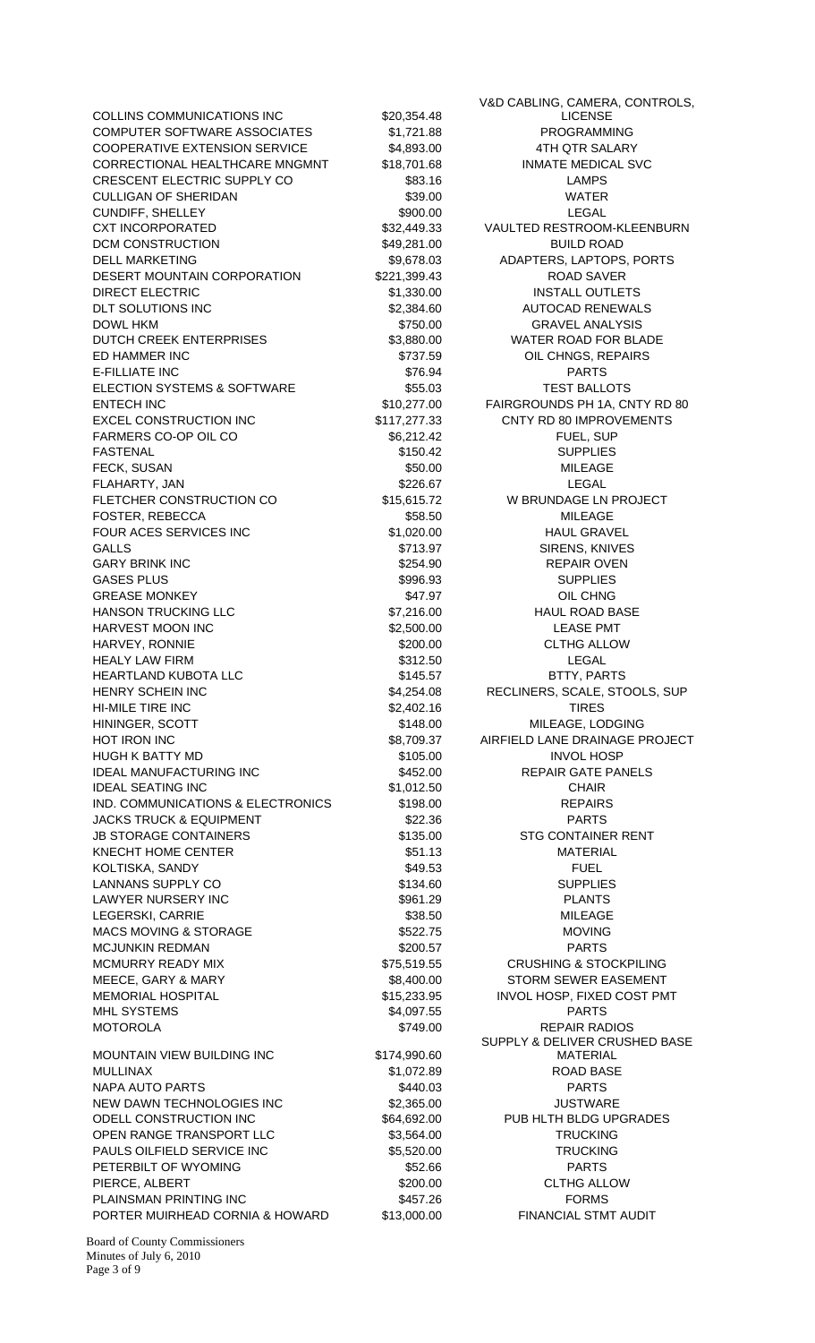| | | |
|---|---|---|
| COLLINS COMMUNICATIONS INC | $20,354.48 | V&D CABLING, CAMERA, CONTROLS, LICENSE |
| COMPUTER SOFTWARE ASSOCIATES | $1,721.88 | PROGRAMMING |
| COOPERATIVE EXTENSION SERVICE | $4,893.00 | 4TH QTR SALARY |
| CORRECTIONAL HEALTHCARE MNGMNT | $18,701.68 | INMATE MEDICAL SVC |
| CRESCENT ELECTRIC SUPPLY CO | $83.16 | LAMPS |
| CULLIGAN OF SHERIDAN | $39.00 | WATER |
| CUNDIFF, SHELLEY | $900.00 | LEGAL |
| CXT INCORPORATED | $32,449.33 | VAULTED RESTROOM-KLEENBURN |
| DCM CONSTRUCTION | $49,281.00 | BUILD ROAD |
| DELL MARKETING | $9,678.03 | ADAPTERS, LAPTOPS, PORTS |
| DESERT MOUNTAIN CORPORATION | $221,399.43 | ROAD SAVER |
| DIRECT ELECTRIC | $1,330.00 | INSTALL OUTLETS |
| DLT SOLUTIONS INC | $2,384.60 | AUTOCAD RENEWALS |
| DOWL HKM | $750.00 | GRAVEL ANALYSIS |
| DUTCH CREEK ENTERPRISES | $3,880.00 | WATER ROAD FOR BLADE |
| ED HAMMER INC | $737.59 | OIL CHNGS, REPAIRS |
| E-FILLIATE INC | $76.94 | PARTS |
| ELECTION SYSTEMS & SOFTWARE | $55.03 | TEST BALLOTS |
| ENTECH INC | $10,277.00 | FAIRGROUNDS PH 1A, CNTY RD 80 |
| EXCEL CONSTRUCTION INC | $117,277.33 | CNTY RD 80 IMPROVEMENTS |
| FARMERS CO-OP OIL CO | $6,212.42 | FUEL, SUP |
| FASTENAL | $150.42 | SUPPLIES |
| FECK, SUSAN | $50.00 | MILEAGE |
| FLAHARTY, JAN | $226.67 | LEGAL |
| FLETCHER CONSTRUCTION CO | $15,615.72 | W BRUNDAGE LN PROJECT |
| FOSTER, REBECCA | $58.50 | MILEAGE |
| FOUR ACES SERVICES INC | $1,020.00 | HAUL GRAVEL |
| GALLS | $713.97 | SIRENS, KNIVES |
| GARY BRINK INC | $254.90 | REPAIR OVEN |
| GASES PLUS | $996.93 | SUPPLIES |
| GREASE MONKEY | $47.97 | OIL CHNG |
| HANSON TRUCKING LLC | $7,216.00 | HAUL ROAD BASE |
| HARVEST MOON INC | $2,500.00 | LEASE PMT |
| HARVEY, RONNIE | $200.00 | CLTHG ALLOW |
| HEALY LAW FIRM | $312.50 | LEGAL |
| HEARTLAND KUBOTA LLC | $145.57 | BTTY, PARTS |
| HENRY SCHEIN INC | $4,254.08 | RECLINERS, SCALE, STOOLS, SUP |
| HI-MILE TIRE INC | $2,402.16 | TIRES |
| HININGER, SCOTT | $148.00 | MILEAGE, LODGING |
| HOT IRON INC | $8,709.37 | AIRFIELD LANE DRAINAGE PROJECT |
| HUGH K BATTY MD | $105.00 | INVOL HOSP |
| IDEAL MANUFACTURING INC | $452.00 | REPAIR GATE PANELS |
| IDEAL SEATING INC | $1,012.50 | CHAIR |
| IND. COMMUNICATIONS & ELECTRONICS | $198.00 | REPAIRS |
| JACKS TRUCK & EQUIPMENT | $22.36 | PARTS |
| JB STORAGE CONTAINERS | $135.00 | STG CONTAINER RENT |
| KNECHT HOME CENTER | $51.13 | MATERIAL |
| KOLTISKA, SANDY | $49.53 | FUEL |
| LANNANS SUPPLY CO | $134.60 | SUPPLIES |
| LAWYER NURSERY INC | $961.29 | PLANTS |
| LEGERSKI, CARRIE | $38.50 | MILEAGE |
| MACS MOVING & STORAGE | $522.75 | MOVING |
| MCJUNKIN REDMAN | $200.57 | PARTS |
| MCMURRY READY MIX | $75,519.55 | CRUSHING & STOCKPILING |
| MEECE, GARY & MARY | $8,400.00 | STORM SEWER EASEMENT |
| MEMORIAL HOSPITAL | $15,233.95 | INVOL HOSP, FIXED COST PMT |
| MHL SYSTEMS | $4,097.55 | PARTS |
| MOTOROLA | $749.00 | REPAIR RADIOS |
| MOUNTAIN VIEW BUILDING INC | $174,990.60 | SUPPLY & DELIVER CRUSHED BASE MATERIAL |
| MULLINAX | $1,072.89 | ROAD BASE |
| NAPA AUTO PARTS | $440.03 | PARTS |
| NEW DAWN TECHNOLOGIES INC | $2,365.00 | JUSTWARE |
| ODELL CONSTRUCTION INC | $64,692.00 | PUB HLTH BLDG UPGRADES |
| OPEN RANGE TRANSPORT LLC | $3,564.00 | TRUCKING |
| PAULS OILFIELD SERVICE INC | $5,520.00 | TRUCKING |
| PETERBILT OF WYOMING | $52.66 | PARTS |
| PIERCE, ALBERT | $200.00 | CLTHG ALLOW |
| PLAINSMAN PRINTING INC | $457.26 | FORMS |
| PORTER MUIRHEAD CORNIA & HOWARD | $13,000.00 | FINANCIAL STMT AUDIT |

Board of County Commissioners
Minutes of July 6, 2010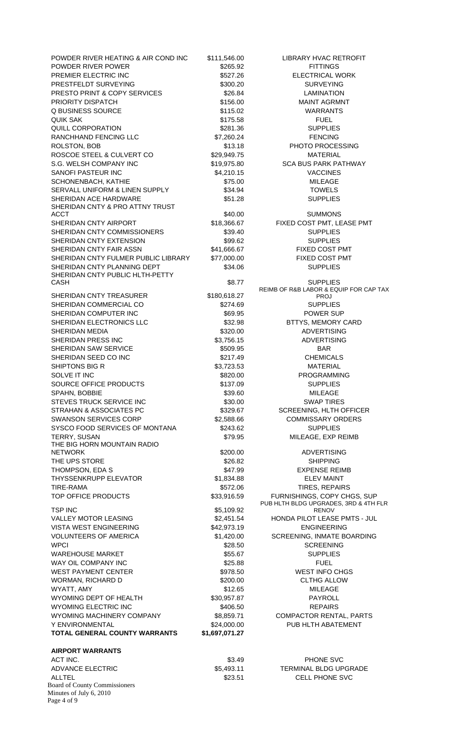| | | |
|---|---|---|
| POWDER RIVER HEATING & AIR COND INC | $111,546.00 | LIBRARY HVAC RETROFIT |
| POWDER RIVER POWER | $265.92 | FITTINGS |
| PREMIER ELECTRIC INC | $527.26 | ELECTRICAL WORK |
| PRESTFELDT SURVEYING | $300.20 | SURVEYING |
| PRESTO PRINT & COPY SERVICES | $26.84 | LAMINATION |
| PRIORITY DISPATCH | $156.00 | MAINT AGRMNT |
| Q BUSINESS SOURCE | $115.02 | WARRANTS |
| QUIK SAK | $175.58 | FUEL |
| QUILL CORPORATION | $281.36 | SUPPLIES |
| RANCHHAND FENCING LLC | $7,260.24 | FENCING |
| ROLSTON, BOB | $13.18 | PHOTO PROCESSING |
| ROSCOE STEEL & CULVERT CO | $29,949.75 | MATERIAL |
| S.G. WELSH COMPANY INC | $19,975.80 | SCA BUS PARK PATHWAY |
| SANOFI PASTEUR INC | $4,210.15 | VACCINES |
| SCHONENBACH, KATHIE | $75.00 | MILEAGE |
| SERVALL UNIFORM & LINEN SUPPLY | $34.94 | TOWELS |
| SHERIDAN ACE HARDWARE | $51.28 | SUPPLIES |
| SHERIDAN CNTY & PRO ATTNY TRUST ACCT | $40.00 | SUMMONS |
| SHERIDAN CNTY AIRPORT | $18,366.67 | FIXED COST PMT, LEASE PMT |
| SHERIDAN CNTY COMMISSIONERS | $39.40 | SUPPLIES |
| SHERIDAN CNTY EXTENSION | $99.62 | SUPPLIES |
| SHERIDAN CNTY FAIR ASSN | $41,666.67 | FIXED COST PMT |
| SHERIDAN CNTY FULMER PUBLIC LIBRARY | $77,000.00 | FIXED COST PMT |
| SHERIDAN CNTY PLANNING DEPT | $34.06 | SUPPLIES |
| SHERIDAN CNTY PUBLIC HLTH-PETTY CASH | $8.77 | SUPPLIES |
| SHERIDAN CNTY TREASURER | $180,618.27 | REIMB OF R&B LABOR & EQUIP FOR CAP TAX PROJ |
| SHERIDAN COMMERCIAL CO | $274.69 | SUPPLIES |
| SHERIDAN COMPUTER INC | $69.95 | POWER SUP |
| SHERIDAN ELECTRONICS LLC | $32.98 | BTTYS, MEMORY CARD |
| SHERIDAN MEDIA | $320.00 | ADVERTISING |
| SHERIDAN PRESS INC | $3,756.15 | ADVERTISING |
| SHERIDAN SAW SERVICE | $509.95 | BAR |
| SHERIDAN SEED CO INC | $217.49 | CHEMICALS |
| SHIPTONS BIG R | $3,723.53 | MATERIAL |
| SOLVE IT INC | $820.00 | PROGRAMMING |
| SOURCE OFFICE PRODUCTS | $137.09 | SUPPLIES |
| SPAHN, BOBBIE | $39.60 | MILEAGE |
| STEVES TRUCK SERVICE INC | $30.00 | SWAP TIRES |
| STRAHAN & ASSOCIATES PC | $329.67 | SCREENING, HLTH OFFICER |
| SWANSON SERVICES CORP | $2,588.66 | COMMISSARY ORDERS |
| SYSCO FOOD SERVICES OF MONTANA | $243.62 | SUPPLIES |
| TERRY, SUSAN | $79.95 | MILEAGE, EXP REIMB |
| THE BIG HORN MOUNTAIN RADIO NETWORK | $200.00 | ADVERTISING |
| THE UPS STORE | $26.82 | SHIPPING |
| THOMPSON, EDA S | $47.99 | EXPENSE REIMB |
| THYSSENKRUPP ELEVATOR | $1,834.88 | ELEV MAINT |
| TIRE-RAMA | $572.06 | TIRES, REPAIRS |
| TOP OFFICE PRODUCTS | $33,916.59 | FURNISHINGS, COPY CHGS, SUP |
| TSP INC | $5,109.92 | PUB HLTH BLDG UPGRADES, 3RD & 4TH FLR RENOV |
| VALLEY MOTOR LEASING | $2,451.54 | HONDA PILOT LEASE PMTS - JUL |
| VISTA WEST ENGINEERING | $42,973.19 | ENGINEERING |
| VOLUNTEERS OF AMERICA | $1,420.00 | SCREENING, INMATE BOARDING |
| WPCI | $28.50 | SCREENING |
| WAREHOUSE MARKET | $55.67 | SUPPLIES |
| WAY OIL COMPANY INC | $25.88 | FUEL |
| WEST PAYMENT CENTER | $978.50 | WEST INFO CHGS |
| WORMAN, RICHARD D | $200.00 | CLTHG ALLOW |
| WYATT, AMY | $12.65 | MILEAGE |
| WYOMING DEPT OF HEALTH | $30,957.87 | PAYROLL |
| WYOMING ELECTRIC INC | $406.50 | REPAIRS |
| WYOMING MACHINERY COMPANY | $8,859.71 | COMPACTOR RENTAL, PARTS |
| Y ENVIRONMENTAL | $24,000.00 | PUB HLTH ABATEMENT |
| **TOTAL GENERAL COUNTY WARRANTS** | **$1,697,071.27** | |

**AIRPORT WARRANTS**

| | | |
|---|---|---|
| ACT INC. | $3.49 | PHONE SVC |
| ADVANCE ELECTRIC | $5,493.11 | TERMINAL BLDG UPGRADE |
| ALLTEL | $23.51 | CELL PHONE SVC |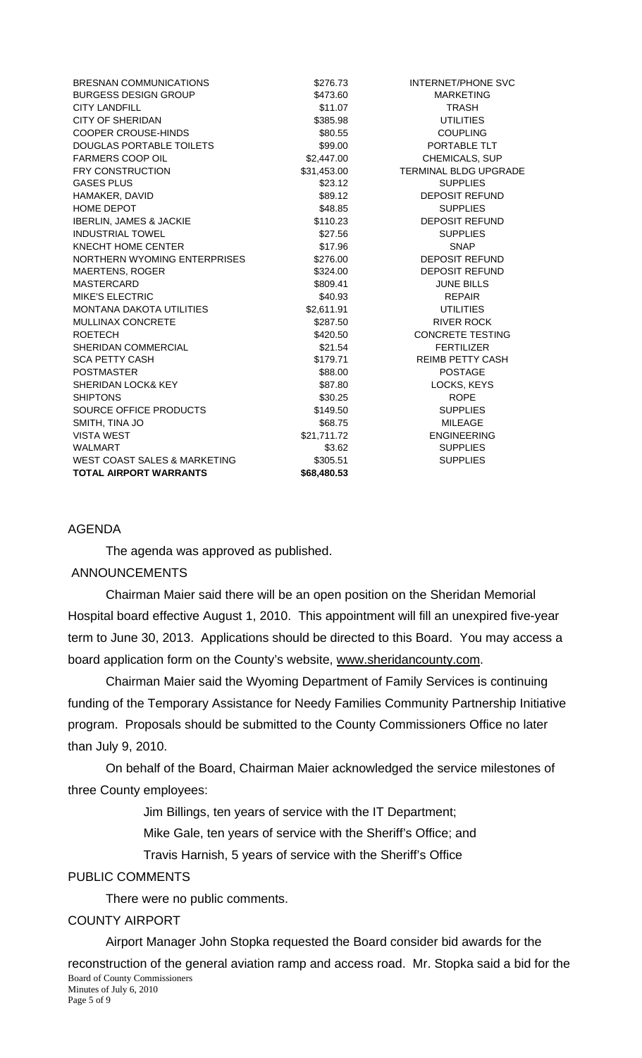| | | |
|---|---|---|
| BRESNAN COMMUNICATIONS | $276.73 | INTERNET/PHONE SVC |
| BURGESS DESIGN GROUP | $473.60 | MARKETING |
| CITY LANDFILL | $11.07 | TRASH |
| CITY OF SHERIDAN | $385.98 | UTILITIES |
| COOPER CROUSE-HINDS | $80.55 | COUPLING |
| DOUGLAS PORTABLE TOILETS | $99.00 | PORTABLE TLT |
| FARMERS COOP OIL | $2,447.00 | CHEMICALS, SUP |
| FRY CONSTRUCTION | $31,453.00 | TERMINAL BLDG UPGRADE |
| GASES PLUS | $23.12 | SUPPLIES |
| HAMAKER, DAVID | $89.12 | DEPOSIT REFUND |
| HOME DEPOT | $48.85 | SUPPLIES |
| IBERLIN, JAMES & JACKIE | $110.23 | DEPOSIT REFUND |
| INDUSTRIAL TOWEL | $27.56 | SUPPLIES |
| KNECHT HOME CENTER | $17.96 | SNAP |
| NORTHERN WYOMING ENTERPRISES | $276.00 | DEPOSIT REFUND |
| MAERTENS, ROGER | $324.00 | DEPOSIT REFUND |
| MASTERCARD | $809.41 | JUNE BILLS |
| MIKE'S ELECTRIC | $40.93 | REPAIR |
| MONTANA DAKOTA UTILITIES | $2,611.91 | UTILITIES |
| MULLINAX CONCRETE | $287.50 | RIVER ROCK |
| ROETECH | $420.50 | CONCRETE TESTING |
| SHERIDAN COMMERCIAL | $21.54 | FERTILIZER |
| SCA PETTY CASH | $179.71 | REIMB PETTY CASH |
| POSTMASTER | $88.00 | POSTAGE |
| SHERIDAN LOCK& KEY | $87.80 | LOCKS, KEYS |
| SHIPTONS | $30.25 | ROPE |
| SOURCE OFFICE PRODUCTS | $149.50 | SUPPLIES |
| SMITH, TINA JO | $68.75 | MILEAGE |
| VISTA WEST | $21,711.72 | ENGINEERING |
| WALMART | $3.62 | SUPPLIES |
| WEST COAST SALES & MARKETING | $305.51 | SUPPLIES |
| **TOTAL AIRPORT WARRANTS** | **$68,480.53** | |

AGENDA

The agenda was approved as published.

ANNOUNCEMENTS

Chairman Maier said there will be an open position on the Sheridan Memorial Hospital board effective August 1, 2010. This appointment will fill an unexpired five-year term to June 30, 2013. Applications should be directed to this Board. You may access a board application form on the County's website, www.sheridancounty.com.

Chairman Maier said the Wyoming Department of Family Services is continuing funding of the Temporary Assistance for Needy Families Community Partnership Initiative program. Proposals should be submitted to the County Commissioners Office no later than July 9, 2010.

On behalf of the Board, Chairman Maier acknowledged the service milestones of three County employees:

Jim Billings, ten years of service with the IT Department;

Mike Gale, ten years of service with the Sheriff's Office; and

Travis Harnish, 5 years of service with the Sheriff's Office

PUBLIC COMMENTS

There were no public comments.

COUNTY AIRPORT

Airport Manager John Stopka requested the Board consider bid awards for the reconstruction of the general aviation ramp and access road. Mr. Stopka said a bid for the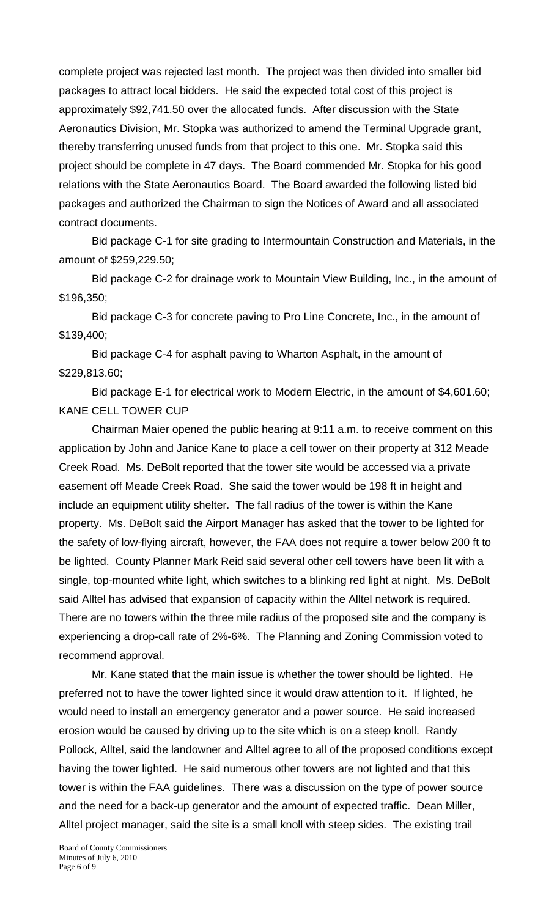complete project was rejected last month. The project was then divided into smaller bid packages to attract local bidders. He said the expected total cost of this project is approximately $92,741.50 over the allocated funds. After discussion with the State Aeronautics Division, Mr. Stopka was authorized to amend the Terminal Upgrade grant, thereby transferring unused funds from that project to this one. Mr. Stopka said this project should be complete in 47 days. The Board commended Mr. Stopka for his good relations with the State Aeronautics Board. The Board awarded the following listed bid packages and authorized the Chairman to sign the Notices of Award and all associated contract documents.

Bid package C-1 for site grading to Intermountain Construction and Materials, in the amount of $259,229.50;

Bid package C-2 for drainage work to Mountain View Building, Inc., in the amount of $196,350;

Bid package C-3 for concrete paving to Pro Line Concrete, Inc., in the amount of $139,400;

Bid package C-4 for asphalt paving to Wharton Asphalt, in the amount of $229,813.60;

Bid package E-1 for electrical work to Modern Electric, in the amount of $4,601.60;

KANE CELL TOWER CUP

Chairman Maier opened the public hearing at 9:11 a.m. to receive comment on this application by John and Janice Kane to place a cell tower on their property at 312 Meade Creek Road. Ms. DeBolt reported that the tower site would be accessed via a private easement off Meade Creek Road. She said the tower would be 198 ft in height and include an equipment utility shelter. The fall radius of the tower is within the Kane property. Ms. DeBolt said the Airport Manager has asked that the tower to be lighted for the safety of low-flying aircraft, however, the FAA does not require a tower below 200 ft to be lighted. County Planner Mark Reid said several other cell towers have been lit with a single, top-mounted white light, which switches to a blinking red light at night. Ms. DeBolt said Alltel has advised that expansion of capacity within the Alltel network is required. There are no towers within the three mile radius of the proposed site and the company is experiencing a drop-call rate of 2%-6%. The Planning and Zoning Commission voted to recommend approval.

Mr. Kane stated that the main issue is whether the tower should be lighted. He preferred not to have the tower lighted since it would draw attention to it. If lighted, he would need to install an emergency generator and a power source. He said increased erosion would be caused by driving up to the site which is on a steep knoll. Randy Pollock, Alltel, said the landowner and Alltel agree to all of the proposed conditions except having the tower lighted. He said numerous other towers are not lighted and that this tower is within the FAA guidelines. There was a discussion on the type of power source and the need for a back-up generator and the amount of expected traffic. Dean Miller, Alltel project manager, said the site is a small knoll with steep sides. The existing trail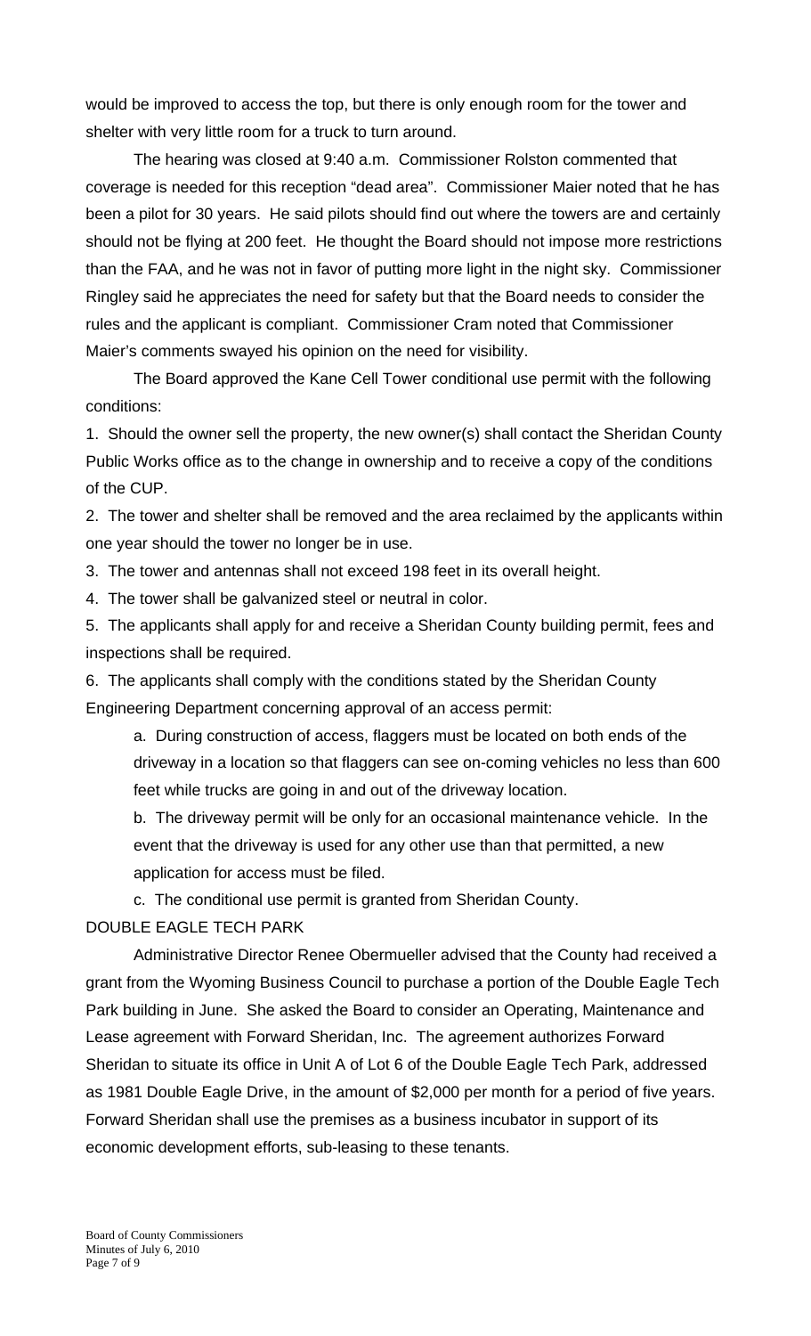would be improved to access the top, but there is only enough room for the tower and shelter with very little room for a truck to turn around.

The hearing was closed at 9:40 a.m. Commissioner Rolston commented that coverage is needed for this reception "dead area". Commissioner Maier noted that he has been a pilot for 30 years. He said pilots should find out where the towers are and certainly should not be flying at 200 feet. He thought the Board should not impose more restrictions than the FAA, and he was not in favor of putting more light in the night sky. Commissioner Ringley said he appreciates the need for safety but that the Board needs to consider the rules and the applicant is compliant. Commissioner Cram noted that Commissioner Maier's comments swayed his opinion on the need for visibility.

The Board approved the Kane Cell Tower conditional use permit with the following conditions:

1. Should the owner sell the property, the new owner(s) shall contact the Sheridan County Public Works office as to the change in ownership and to receive a copy of the conditions of the CUP.
2. The tower and shelter shall be removed and the area reclaimed by the applicants within one year should the tower no longer be in use.
3. The tower and antennas shall not exceed 198 feet in its overall height.
4. The tower shall be galvanized steel or neutral in color.
5. The applicants shall apply for and receive a Sheridan County building permit, fees and inspections shall be required.
6. The applicants shall comply with the conditions stated by the Sheridan County Engineering Department concerning approval of an access permit:
   a. During construction of access, flaggers must be located on both ends of the driveway in a location so that flaggers can see on-coming vehicles no less than 600 feet while trucks are going in and out of the driveway location.
   b. The driveway permit will be only for an occasional maintenance vehicle. In the event that the driveway is used for any other use than that permitted, a new application for access must be filed.
   c. The conditional use permit is granted from Sheridan County.

DOUBLE EAGLE TECH PARK

Administrative Director Renee Obermueller advised that the County had received a grant from the Wyoming Business Council to purchase a portion of the Double Eagle Tech Park building in June. She asked the Board to consider an Operating, Maintenance and Lease agreement with Forward Sheridan, Inc. The agreement authorizes Forward Sheridan to situate its office in Unit A of Lot 6 of the Double Eagle Tech Park, addressed as 1981 Double Eagle Drive, in the amount of $2,000 per month for a period of five years. Forward Sheridan shall use the premises as a business incubator in support of its economic development efforts, sub-leasing to these tenants.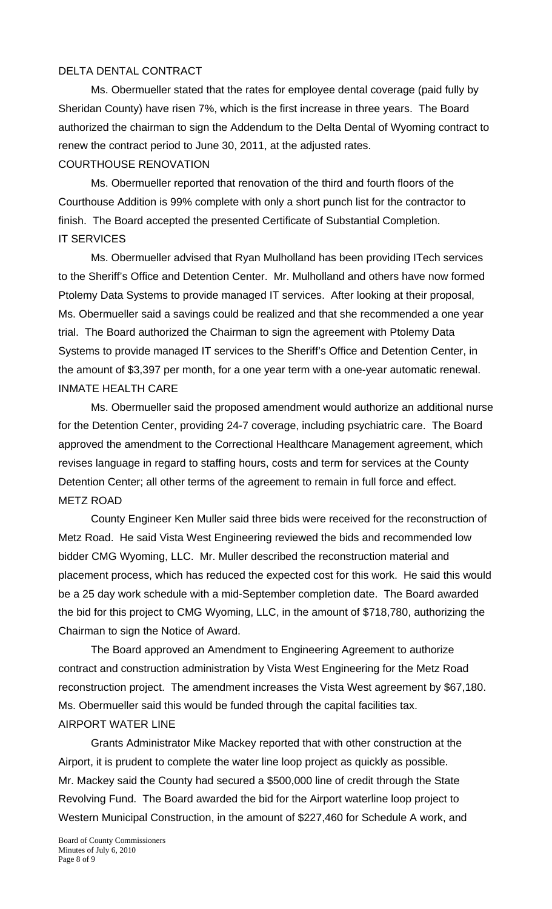DELTA DENTAL CONTRACT

Ms. Obermueller stated that the rates for employee dental coverage (paid fully by Sheridan County) have risen 7%, which is the first increase in three years. The Board authorized the chairman to sign the Addendum to the Delta Dental of Wyoming contract to renew the contract period to June 30, 2011, at the adjusted rates.

COURTHOUSE RENOVATION

Ms. Obermueller reported that renovation of the third and fourth floors of the Courthouse Addition is 99% complete with only a short punch list for the contractor to finish. The Board accepted the presented Certificate of Substantial Completion.

IT SERVICES

Ms. Obermueller advised that Ryan Mulholland has been providing ITech services to the Sheriff's Office and Detention Center. Mr. Mulholland and others have now formed Ptolemy Data Systems to provide managed IT services. After looking at their proposal, Ms. Obermueller said a savings could be realized and that she recommended a one year trial. The Board authorized the Chairman to sign the agreement with Ptolemy Data Systems to provide managed IT services to the Sheriff's Office and Detention Center, in the amount of $3,397 per month, for a one year term with a one-year automatic renewal.

INMATE HEALTH CARE

Ms. Obermueller said the proposed amendment would authorize an additional nurse for the Detention Center, providing 24-7 coverage, including psychiatric care. The Board approved the amendment to the Correctional Healthcare Management agreement, which revises language in regard to staffing hours, costs and term for services at the County Detention Center; all other terms of the agreement to remain in full force and effect.

METZ ROAD

County Engineer Ken Muller said three bids were received for the reconstruction of Metz Road. He said Vista West Engineering reviewed the bids and recommended low bidder CMG Wyoming, LLC. Mr. Muller described the reconstruction material and placement process, which has reduced the expected cost for this work. He said this would be a 25 day work schedule with a mid-September completion date. The Board awarded the bid for this project to CMG Wyoming, LLC, in the amount of $718,780, authorizing the Chairman to sign the Notice of Award.

The Board approved an Amendment to Engineering Agreement to authorize contract and construction administration by Vista West Engineering for the Metz Road reconstruction project. The amendment increases the Vista West agreement by $67,180. Ms. Obermueller said this would be funded through the capital facilities tax.

AIRPORT WATER LINE

Grants Administrator Mike Mackey reported that with other construction at the Airport, it is prudent to complete the water line loop project as quickly as possible. Mr. Mackey said the County had secured a $500,000 line of credit through the State Revolving Fund. The Board awarded the bid for the Airport waterline loop project to Western Municipal Construction, in the amount of $227,460 for Schedule A work, and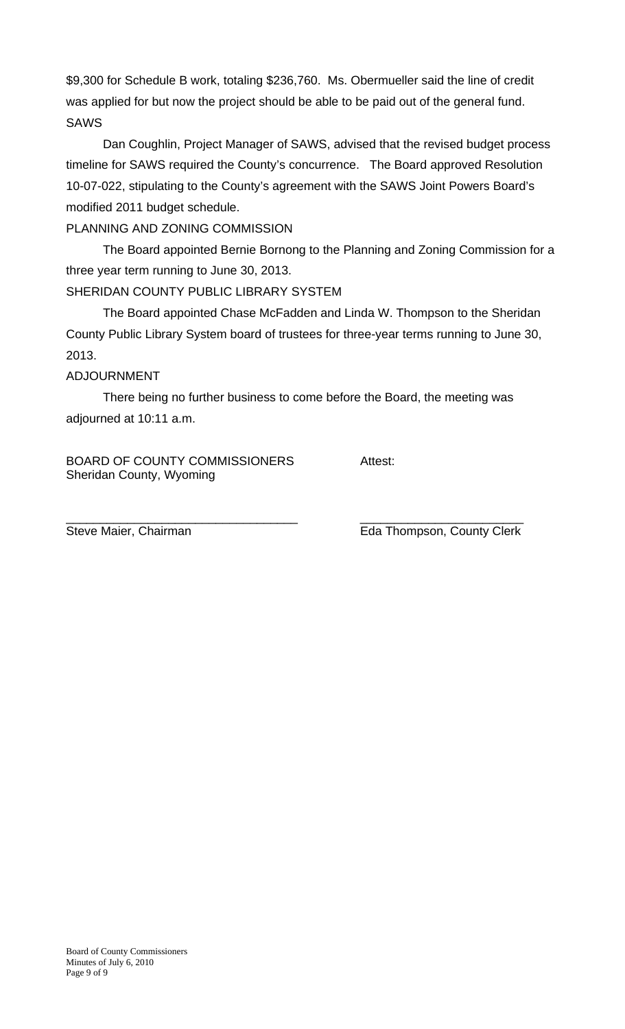$9,300 for Schedule B work, totaling $236,760. Ms. Obermueller said the line of credit was applied for but now the project should be able to be paid out of the general fund.

SAWS

Dan Coughlin, Project Manager of SAWS, advised that the revised budget process timeline for SAWS required the County's concurrence. The Board approved Resolution 10-07-022, stipulating to the County's agreement with the SAWS Joint Powers Board's modified 2011 budget schedule.

PLANNING AND ZONING COMMISSION

The Board appointed Bernie Bornong to the Planning and Zoning Commission for a three year term running to June 30, 2013.

SHERIDAN COUNTY PUBLIC LIBRARY SYSTEM

The Board appointed Chase McFadden and Linda W. Thompson to the Sheridan County Public Library System board of trustees for three-year terms running to June 30, 2013.

ADJOURNMENT

There being no further business to come before the Board, the meeting was adjourned at 10:11 a.m.

BOARD OF COUNTY COMMISSIONERS
Sheridan County, Wyoming

Attest:

\_\_\_\_\_\_\_\_\_\_\_\_\_\_\_\_\_\_\_\_\_\_\_\_\_\_\_\_\_\_\_\_\_\_
Steve Maier, Chairman

\_\_\_\_\_\_\_\_\_\_\_\_\_\_\_\_\_\_\_\_\_\_\_\_\_\_\_\_
Eda Thompson, County Clerk